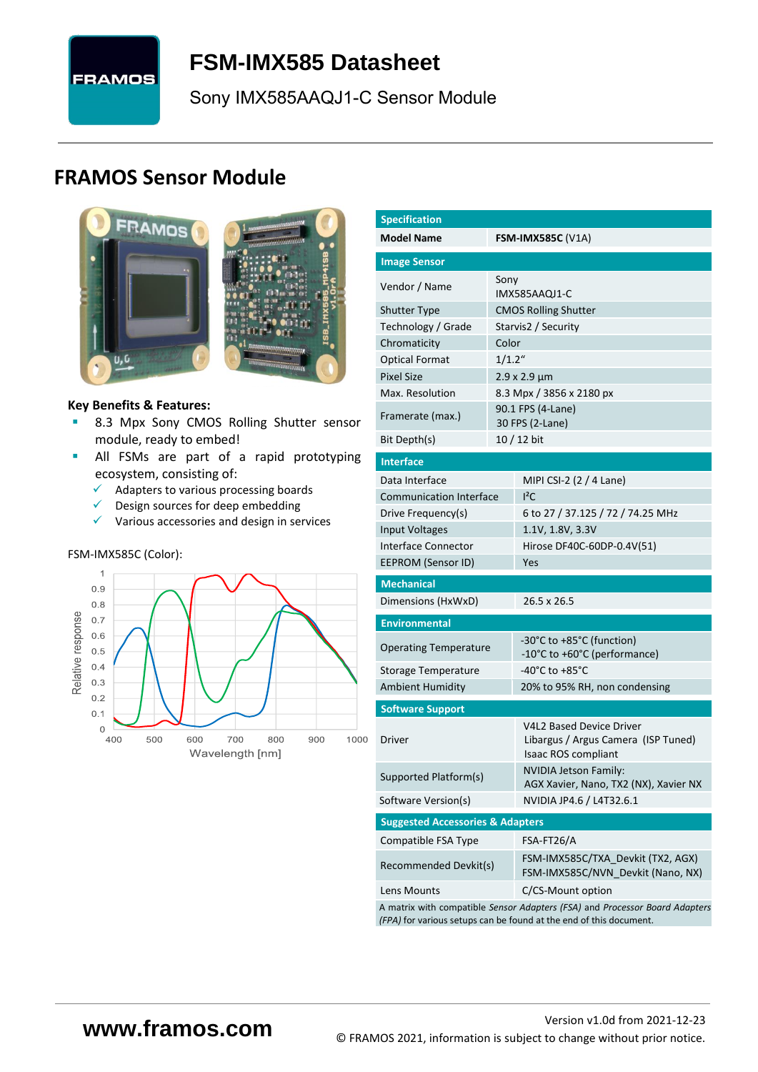# FSM-IMX585 Datasheet

Sony IMX585AAQJ1-C Sensor Module

## FRAMOS Sensor Module

**Key Benefits & Features:**

- 8.3 Mpx Sony CMOS Rolling Shutter sensor module, ready to embed!
- All FSMs are part of a rapid prototyping ecosystem, consisting of:
  - ✓ Adapters to various processing boards
  - ✓ Design sources for deep embedding
  - ✓ Various accessories and design in services

FSM-IMX585C (Color):

| Specification | |
|---|---|
| **Model Name** | **FSM-IMX585C** (V1A) |
| **Image Sensor** | |
| Vendor / Name | Sony IMX585AAQJ1-C |
| Shutter Type | CMOS Rolling Shutter |
| Technology / Grade | Starvis2 / Security |
| Chromaticity | Color |
| Optical Format | 1/1.2“ |
| Pixel Size | 2.9 x 2.9 µm |
| Max. Resolution | 8.3 Mpx / 3856 x 2180 px |
| Framerate (max.) | 90.1 FPS (4-Lane)<br>30 FPS (2-Lane) |
| Bit Depth(s) | 10 / 12 bit |
| **Interface** | |
| Data Interface | MIPI CSI-2 (2 / 4 Lane) |
| Communication Interface | I²C |
| Drive Frequency(s) | 6 to 27 / 37.125 / 72 / 74.25 MHz |
| Input Voltages | 1.1V, 1.8V, 3.3V |
| Interface Connector | Hirose DF40C-60DP-0.4V(51) |
| EEPROM (Sensor ID) | Yes |
| **Mechanical** | |
| Dimensions (HxWxD) | 26.5 x 26.5 |
| **Environmental** | |
| Operating Temperature | -30°C to +85°C (function)<br>-10°C to +60°C (performance) |
| Storage Temperature | -40°C to +85°C |
| Ambient Humidity | 20% to 95% RH, non condensing |
| **Software Support** | |
| Driver | V4L2 Based Device Driver<br>Libargus / Argus Camera (ISP Tuned)<br>Isaac ROS compliant |
| Supported Platform(s) | NVIDIA Jetson Family:<br>AGX Xavier, Nano, TX2 (NX), Xavier NX |
| Software Version(s) | NVIDIA JP4.6 / L4T32.6.1 |
| **Suggested Accessories & Adapters** | |
| Compatible FSA Type | FSA-FT26/A |
| Recommended Devkit(s) | FSM-IMX585C/TXA_Devkit (TX2, AGX)<br>FSM-IMX585C/NVN_Devkit (Nano, NX) |
| Lens Mounts | C/CS-Mount option |

A matrix with compatible *Sensor Adapters (FSA)* and *Processor Board Adapters (FPA)* for various setups can be found at the end of this document.

www.framos.com

Version v1.0d from 2021-12-23

© FRAMOS 2021, information is subject to change without prior notice.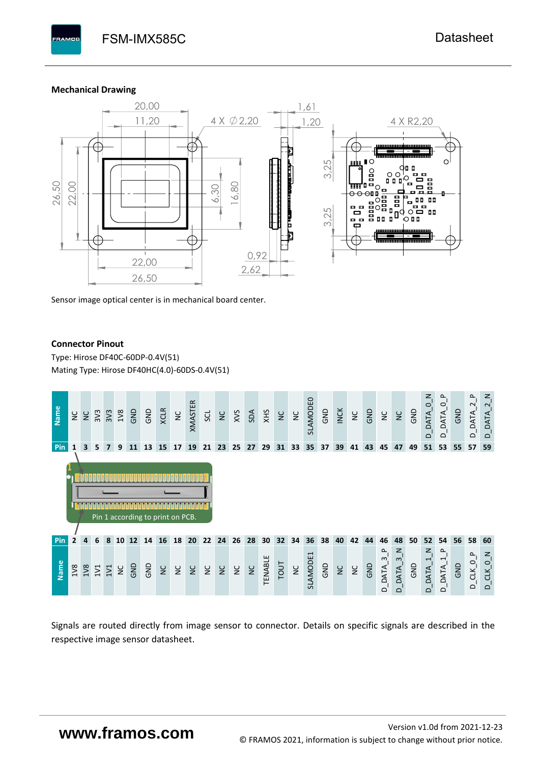## Mechanical Drawing

Sensor image optical center is in mechanical board center.

## Connector Pinout

Type: Hirose DF40C-60DP-0.4V(51)

Mating Type: Hirose DF40HC(4.0)-60DS-0.4V(51)

| Name | NC | NC | 3V3 | 3V3 | 1V8 | GND | GND | XCLR | NC | XMASTER | SCL | NC | XVS | SDA | XHS | NC | NC | SLAMODE0 | GND | INCK | NC | GND | NC | NC | GND | D_DATA_0_N | D_DATA_0_P | GND | D_DATA_2_P | D_DATA_2_N |
|---|---|---|---|---|---|---|---|---|---|---|---|---|---|---|---|---|---|---|---|---|---|---|---|---|---|---|---|---|---|---|
| Pin | 1 | 3 | 5 | 7 | 9 | 11 | 13 | 15 | 17 | 19 | 21 | 23 | 25 | 27 | 29 | 31 | 33 | 35 | 37 | 39 | 41 | 43 | 45 | 47 | 49 | 51 | 53 | 55 | 57 | 59 |

Pin 1 according to print on PCB.

| Pin | 2 | 4 | 6 | 8 | 10 | 12 | 14 | 16 | 18 | 20 | 22 | 24 | 26 | 28 | 30 | 32 | 34 | 36 | 38 | 40 | 42 | 44 | 46 | 48 | 50 | 52 | 54 | 56 | 58 | 60 |
|---|---|---|---|---|---|---|---|---|---|---|---|---|---|---|---|---|---|---|---|---|---|---|---|---|---|---|---|---|---|---|
| Name | 1V8 | 1V8 | 1V1 | 1V1 | NC | GND | GND | NC | NC | NC | NC | NC | NC | NC | TENABLE | TOUT | NC | SLAMODE1 | GND | NC | NC | GND | D_DATA_3_P | D_DATA_3_N | GND | D_DATA_1_N | D_DATA_1_P | GND | D_CLK_0_P | D_CLK_0_N |

Signals are routed directly from image sensor to connector. Details on specific signals are described in the respective image sensor datasheet.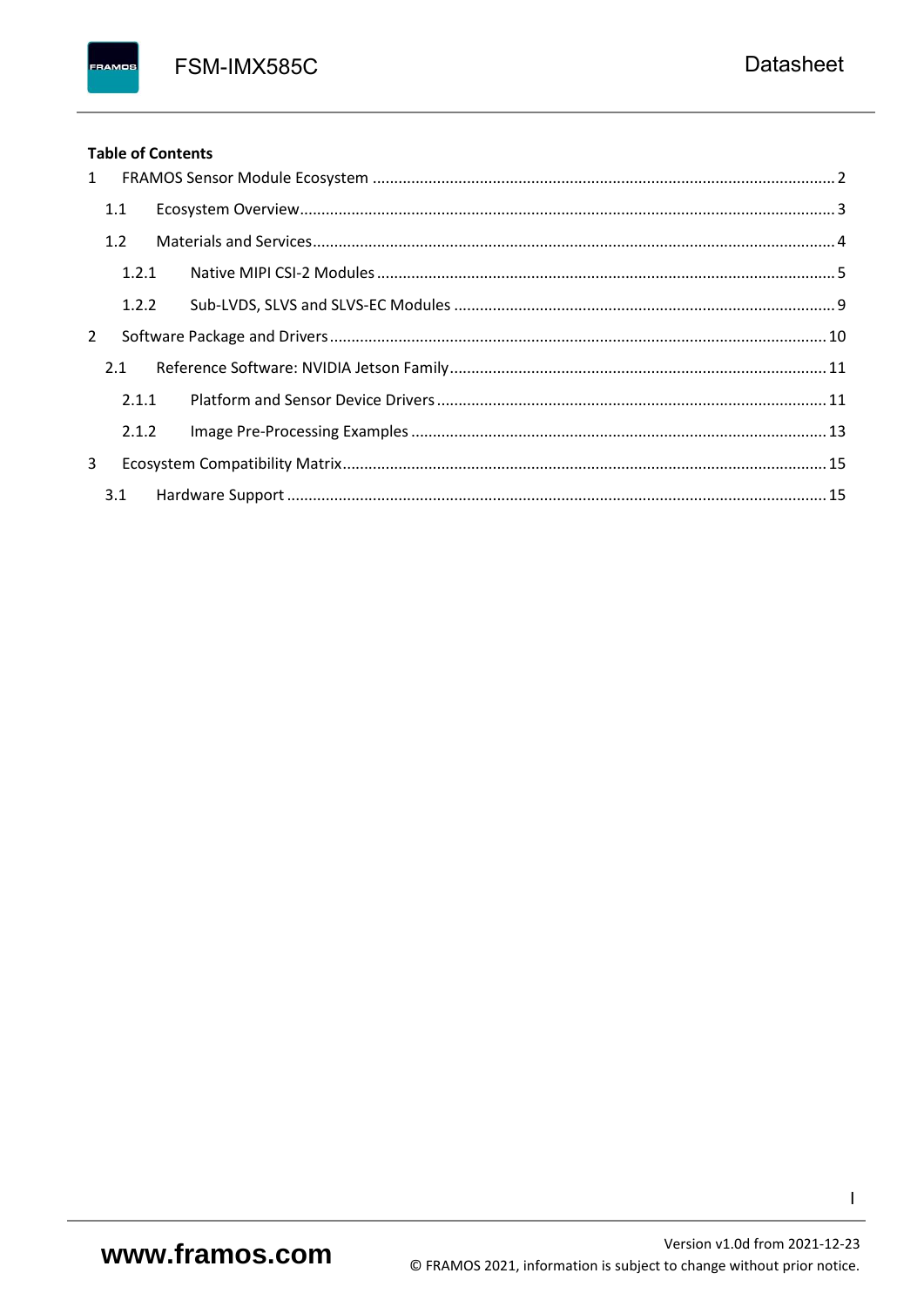**Table of Contents**

1 FRAMOS Sensor Module Ecosystem .......... 2

  1.1 Ecosystem Overview .......... 3

  1.2 Materials and Services .......... 4

    1.2.1 Native MIPI CSI-2 Modules .......... 5

    1.2.2 Sub-LVDS, SLVS and SLVS-EC Modules .......... 9

2 Software Package and Drivers .......... 10

  2.1 Reference Software: NVIDIA Jetson Family .......... 11

    2.1.1 Platform and Sensor Device Drivers .......... 11

    2.1.2 Image Pre-Processing Examples .......... 13

3 Ecosystem Compatibility Matrix .......... 15

  3.1 Hardware Support .......... 15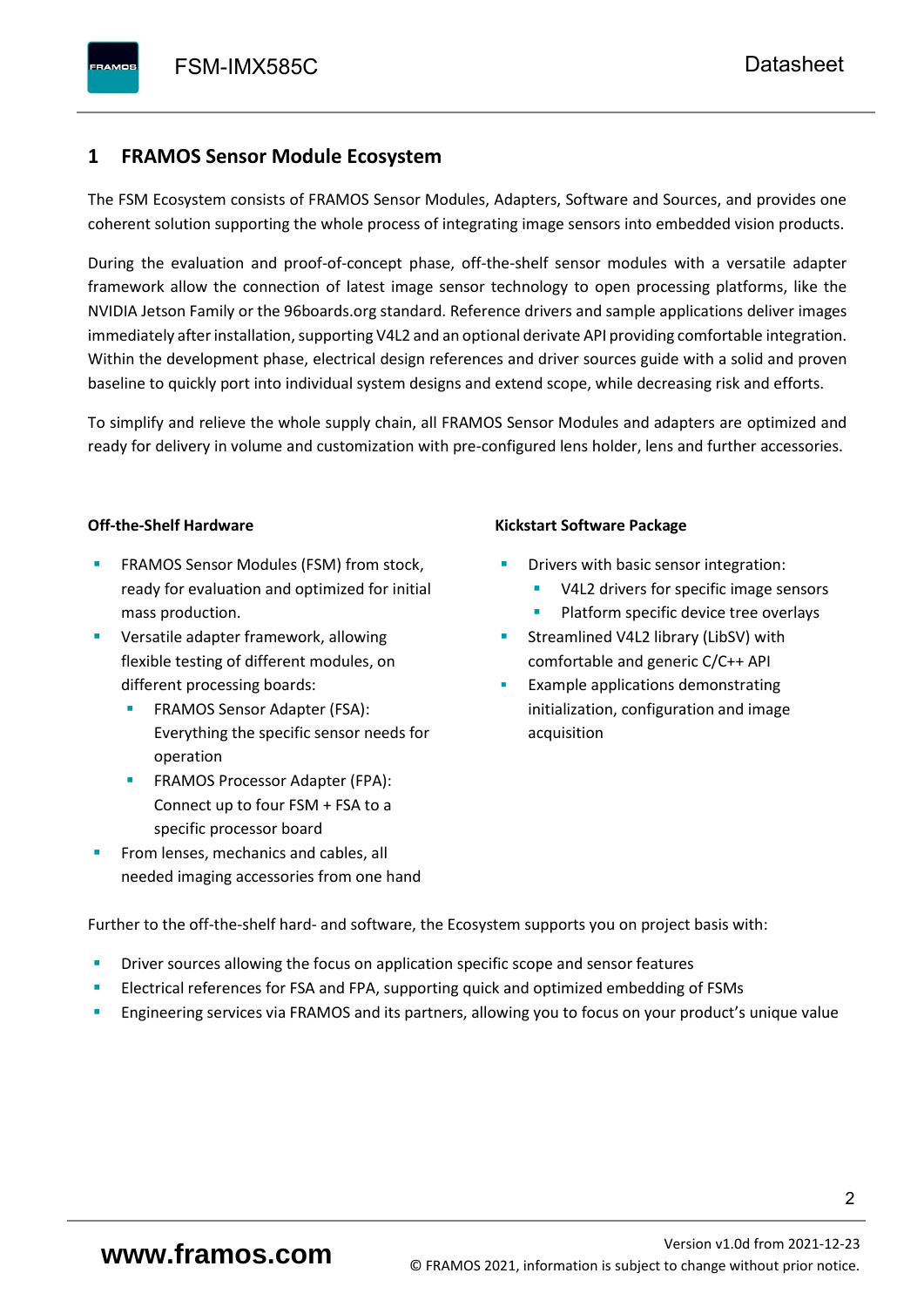# 1 FRAMOS Sensor Module Ecosystem

The FSM Ecosystem consists of FRAMOS Sensor Modules, Adapters, Software and Sources, and provides one coherent solution supporting the whole process of integrating image sensors into embedded vision products.

During the evaluation and proof-of-concept phase, off-the-shelf sensor modules with a versatile adapter framework allow the connection of latest image sensor technology to open processing platforms, like the NVIDIA Jetson Family or the 96boards.org standard. Reference drivers and sample applications deliver images immediately after installation, supporting V4L2 and an optional derivate API providing comfortable integration. Within the development phase, electrical design references and driver sources guide with a solid and proven baseline to quickly port into individual system designs and extend scope, while decreasing risk and efforts.

To simplify and relieve the whole supply chain, all FRAMOS Sensor Modules and adapters are optimized and ready for delivery in volume and customization with pre-configured lens holder, lens and further accessories.

**Off-the-Shelf Hardware**

- FRAMOS Sensor Modules (FSM) from stock, ready for evaluation and optimized for initial mass production.
- Versatile adapter framework, allowing flexible testing of different modules, on different processing boards:
  - FRAMOS Sensor Adapter (FSA): Everything the specific sensor needs for operation
  - FRAMOS Processor Adapter (FPA): Connect up to four FSM + FSA to a specific processor board
- From lenses, mechanics and cables, all needed imaging accessories from one hand

**Kickstart Software Package**

- Drivers with basic sensor integration:
  - V4L2 drivers for specific image sensors
  - Platform specific device tree overlays
- Streamlined V4L2 library (LibSV) with comfortable and generic C/C++ API
- Example applications demonstrating initialization, configuration and image acquisition

Further to the off-the-shelf hard- and software, the Ecosystem supports you on project basis with:

- Driver sources allowing the focus on application specific scope and sensor features
- Electrical references for FSA and FPA, supporting quick and optimized embedding of FSMs
- Engineering services via FRAMOS and its partners, allowing you to focus on your product's unique value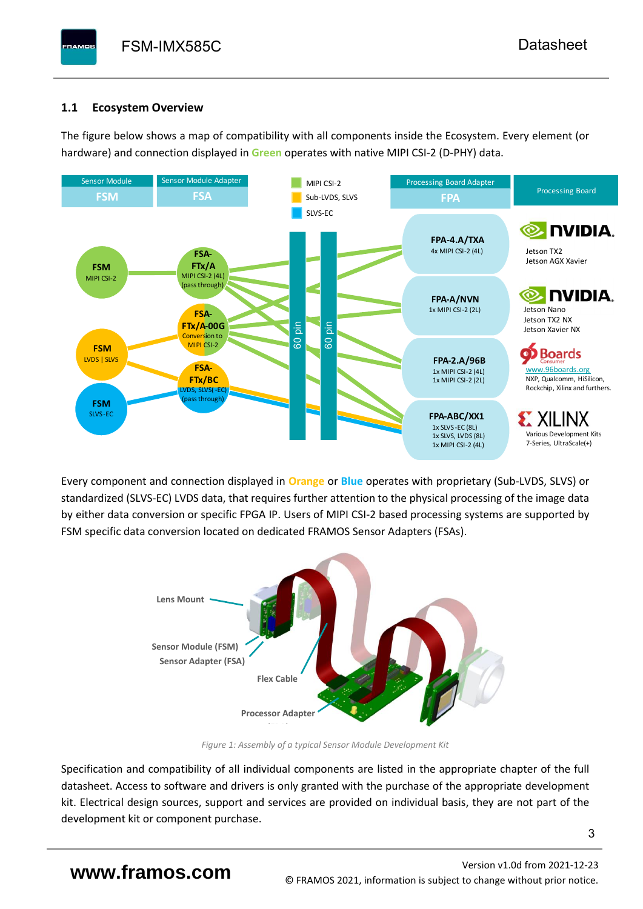## 1.1 Ecosystem Overview

The figure below shows a map of compatibility with all components inside the Ecosystem. Every element (or hardware) and connection displayed in **Green** operates with native MIPI CSI-2 (D-PHY) data.

Every component and connection displayed in **Orange** or **Blue** operates with proprietary (Sub-LVDS, SLVS) or standardized (SLVS-EC) LVDS data, that requires further attention to the physical processing of the image data by either data conversion or specific FPGA IP. Users of MIPI CSI-2 based processing systems are supported by FSM specific data conversion located on dedicated FRAMOS Sensor Adapters (FSAs).

*Figure 1: Assembly of a typical Sensor Module Development Kit*

Specification and compatibility of all individual components are listed in the appropriate chapter of the full datasheet. Access to software and drivers is only granted with the purchase of the appropriate development kit. Electrical design sources, support and services are provided on individual basis, they are not part of the development kit or component purchase.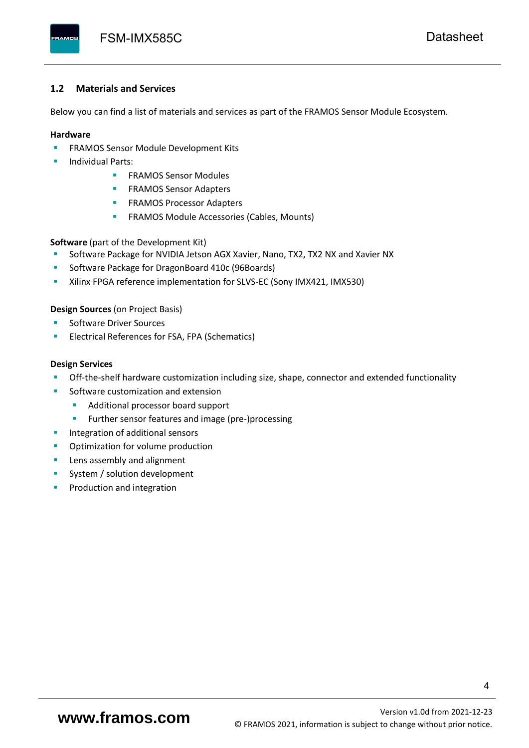## 1.2 Materials and Services

Below you can find a list of materials and services as part of the FRAMOS Sensor Module Ecosystem.

**Hardware**

- FRAMOS Sensor Module Development Kits
- Individual Parts:
  - FRAMOS Sensor Modules
  - FRAMOS Sensor Adapters
  - FRAMOS Processor Adapters
  - FRAMOS Module Accessories (Cables, Mounts)

**Software** (part of the Development Kit)

- Software Package for NVIDIA Jetson AGX Xavier, Nano, TX2, TX2 NX and Xavier NX
- Software Package for DragonBoard 410c (96Boards)
- Xilinx FPGA reference implementation for SLVS-EC (Sony IMX421, IMX530)

**Design Sources** (on Project Basis)

- Software Driver Sources
- Electrical References for FSA, FPA (Schematics)

**Design Services**

- Off-the-shelf hardware customization including size, shape, connector and extended functionality
- Software customization and extension
  - Additional processor board support
  - Further sensor features and image (pre-)processing
- Integration of additional sensors
- Optimization for volume production
- Lens assembly and alignment
- System / solution development
- Production and integration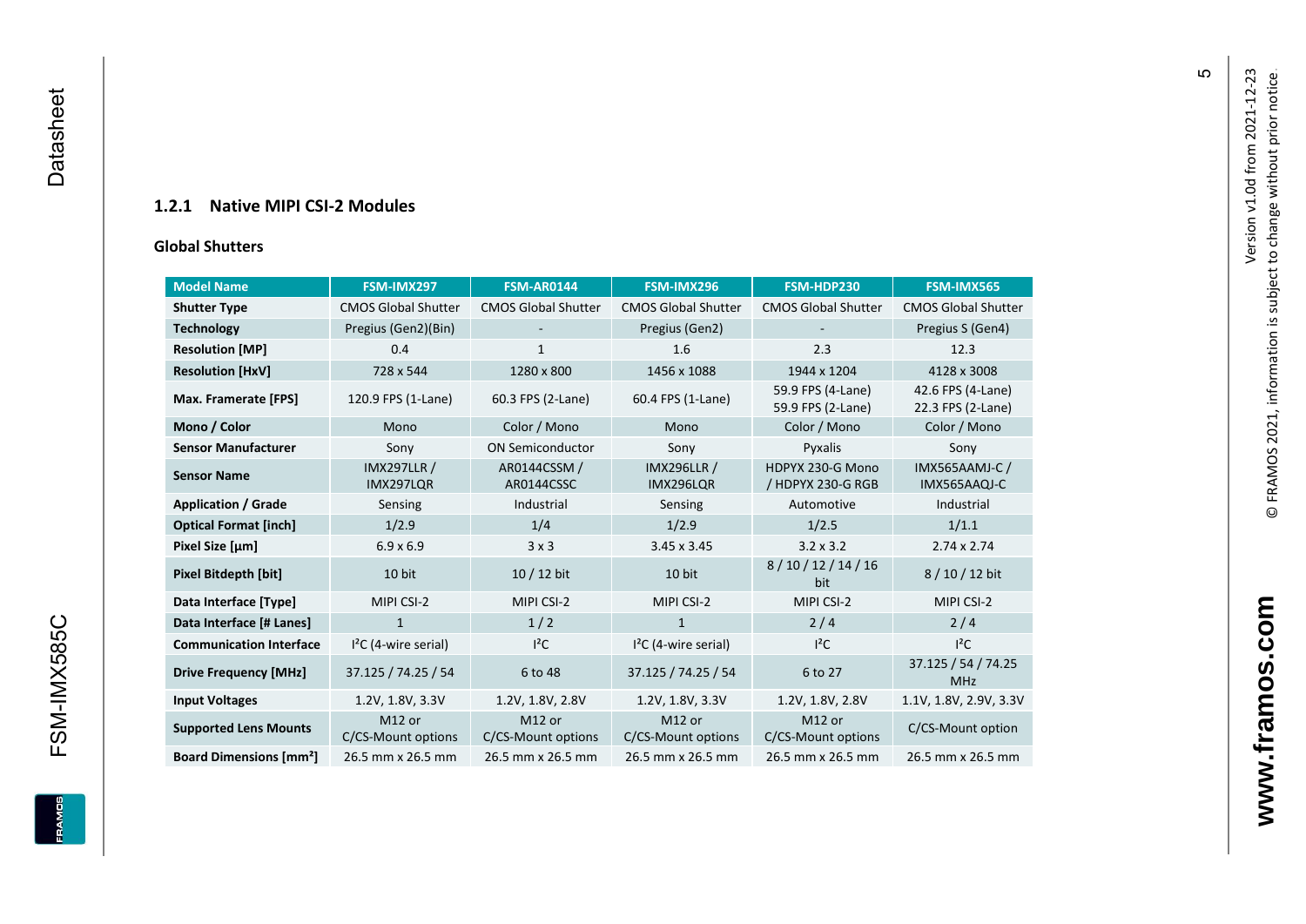### 1.2.1 Native MIPI CSI-2 Modules

**Global Shutters**

| Model Name | FSM-IMX297 | FSM-AR0144 | FSM-IMX296 | FSM-HDP230 | FSM-IMX565 |
|---|---|---|---|---|---|
| **Shutter Type** | CMOS Global Shutter | CMOS Global Shutter | CMOS Global Shutter | CMOS Global Shutter | CMOS Global Shutter |
| **Technology** | Pregius (Gen2)(Bin) | - | Pregius (Gen2) | - | Pregius S (Gen4) |
| **Resolution [MP]** | 0.4 | 1 | 1.6 | 2.3 | 12.3 |
| **Resolution [HxV]** | 728 x 544 | 1280 x 800 | 1456 x 1088 | 1944 x 1204 | 4128 x 3008 |
| **Max. Framerate [FPS]** | 120.9 FPS (1-Lane) | 60.3 FPS (2-Lane) | 60.4 FPS (1-Lane) | 59.9 FPS (4-Lane) 59.9 FPS (2-Lane) | 42.6 FPS (4-Lane) 22.3 FPS (2-Lane) |
| **Mono / Color** | Mono | Color / Mono | Mono | Color / Mono | Color / Mono |
| **Sensor Manufacturer** | Sony | ON Semiconductor | Sony | Pyxalis | Sony |
| **Sensor Name** | IMX297LLR / IMX297LQR | AR0144CSSM / AR0144CSSC | IMX296LLR / IMX296LQR | HDPYX 230-G Mono / HDPYX 230-G RGB | IMX565AAMJ-C / IMX565AAQJ-C |
| **Application / Grade** | Sensing | Industrial | Sensing | Automotive | Industrial |
| **Optical Format [inch]** | 1/2.9 | 1/4 | 1/2.9 | 1/2.5 | 1/1.1 |
| **Pixel Size [µm]** | 6.9 x 6.9 | 3 x 3 | 3.45 x 3.45 | 3.2 x 3.2 | 2.74 x 2.74 |
| **Pixel Bitdepth [bit]** | 10 bit | 10 / 12 bit | 10 bit | 8 / 10 / 12 / 14 / 16 bit | 8 / 10 / 12 bit |
| **Data Interface [Type]** | MIPI CSI-2 | MIPI CSI-2 | MIPI CSI-2 | MIPI CSI-2 | MIPI CSI-2 |
| **Data Interface [# Lanes]** | 1 | 1 / 2 | 1 | 2 / 4 | 2 / 4 |
| **Communication Interface** | I²C (4-wire serial) | I²C | I²C (4-wire serial) | I²C | I²C |
| **Drive Frequency [MHz]** | 37.125 / 74.25 / 54 | 6 to 48 | 37.125 / 74.25 / 54 | 6 to 27 | 37.125 / 54 / 74.25 MHz |
| **Input Voltages** | 1.2V, 1.8V, 3.3V | 1.2V, 1.8V, 2.8V | 1.2V, 1.8V, 3.3V | 1.2V, 1.8V, 2.8V | 1.1V, 1.8V, 2.9V, 3.3V |
| **Supported Lens Mounts** | M12 or C/CS-Mount options | M12 or C/CS-Mount options | M12 or C/CS-Mount options | M12 or C/CS-Mount options | C/CS-Mount option |
| **Board Dimensions [mm²]** | 26.5 mm x 26.5 mm | 26.5 mm x 26.5 mm | 26.5 mm x 26.5 mm | 26.5 mm x 26.5 mm | 26.5 mm x 26.5 mm |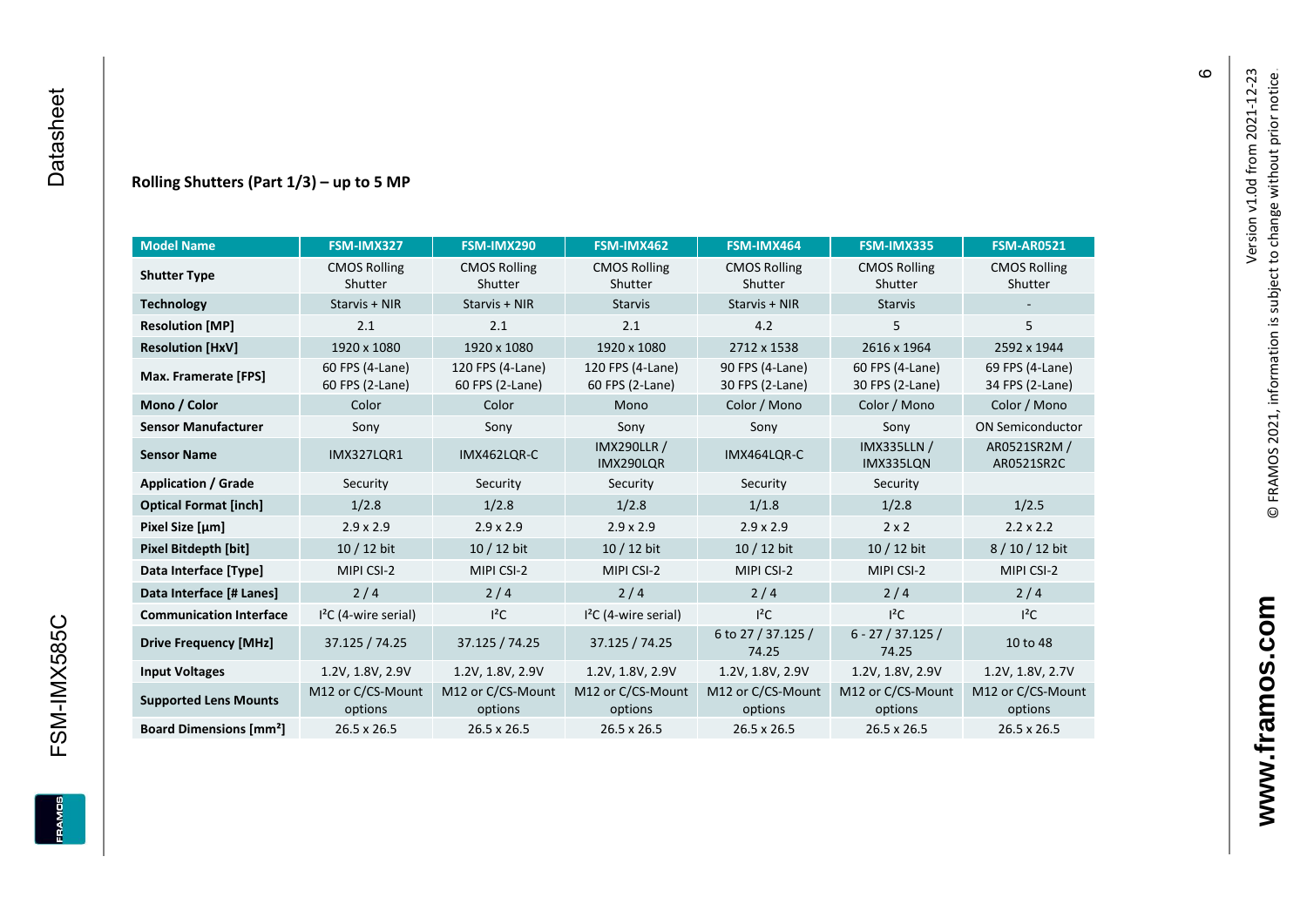## Rolling Shutters (Part 1/3) – up to 5 MP

| Model Name | FSM-IMX327 | FSM-IMX290 | FSM-IMX462 | FSM-IMX464 | FSM-IMX335 | FSM-AR0521 |
|---|---|---|---|---|---|---|
| **Shutter Type** | CMOS Rolling Shutter | CMOS Rolling Shutter | CMOS Rolling Shutter | CMOS Rolling Shutter | CMOS Rolling Shutter | CMOS Rolling Shutter |
| **Technology** | Starvis + NIR | Starvis + NIR | Starvis | Starvis + NIR | Starvis | - |
| **Resolution [MP]** | 2.1 | 2.1 | 2.1 | 4.2 | 5 | 5 |
| **Resolution [HxV]** | 1920 x 1080 | 1920 x 1080 | 1920 x 1080 | 2712 x 1538 | 2616 x 1964 | 2592 x 1944 |
| **Max. Framerate [FPS]** | 60 FPS (4-Lane) 60 FPS (2-Lane) | 120 FPS (4-Lane) 60 FPS (2-Lane) | 120 FPS (4-Lane) 60 FPS (2-Lane) | 90 FPS (4-Lane) 30 FPS (2-Lane) | 60 FPS (4-Lane) 30 FPS (2-Lane) | 69 FPS (4-Lane) 34 FPS (2-Lane) |
| **Mono / Color** | Color | Color | Mono | Color / Mono | Color / Mono | Color / Mono |
| **Sensor Manufacturer** | Sony | Sony | Sony | Sony | Sony | ON Semiconductor |
| **Sensor Name** | IMX327LQR1 | IMX462LQR-C | IMX290LLR / IMX290LQR | IMX464LQR-C | IMX335LLN / IMX335LQN | AR0521SR2M / AR0521SR2C |
| **Application / Grade** | Security | Security | Security | Security | Security | |
| **Optical Format [inch]** | 1/2.8 | 1/2.8 | 1/2.8 | 1/1.8 | 1/2.8 | 1/2.5 |
| **Pixel Size [µm]** | 2.9 x 2.9 | 2.9 x 2.9 | 2.9 x 2.9 | 2.9 x 2.9 | 2 x 2 | 2.2 x 2.2 |
| **Pixel Bitdepth [bit]** | 10 / 12 bit | 10 / 12 bit | 10 / 12 bit | 10 / 12 bit | 10 / 12 bit | 8 / 10 / 12 bit |
| **Data Interface [Type]** | MIPI CSI-2 | MIPI CSI-2 | MIPI CSI-2 | MIPI CSI-2 | MIPI CSI-2 | MIPI CSI-2 |
| **Data Interface [# Lanes]** | 2 / 4 | 2 / 4 | 2 / 4 | 2 / 4 | 2 / 4 | 2 / 4 |
| **Communication Interface** | I²C (4-wire serial) | I²C | I²C (4-wire serial) | I²C | I²C | I²C |
| **Drive Frequency [MHz]** | 37.125 / 74.25 | 37.125 / 74.25 | 37.125 / 74.25 | 6 to 27 / 37.125 / 74.25 | 6 - 27 / 37.125 / 74.25 | 10 to 48 |
| **Input Voltages** | 1.2V, 1.8V, 2.9V | 1.2V, 1.8V, 2.9V | 1.2V, 1.8V, 2.9V | 1.2V, 1.8V, 2.9V | 1.2V, 1.8V, 2.9V | 1.2V, 1.8V, 2.7V |
| **Supported Lens Mounts** | M12 or C/CS-Mount options | M12 or C/CS-Mount options | M12 or C/CS-Mount options | M12 or C/CS-Mount options | M12 or C/CS-Mount options | M12 or C/CS-Mount options |
| **Board Dimensions [mm²]** | 26.5 x 26.5 | 26.5 x 26.5 | 26.5 x 26.5 | 26.5 x 26.5 | 26.5 x 26.5 | 26.5 x 26.5 |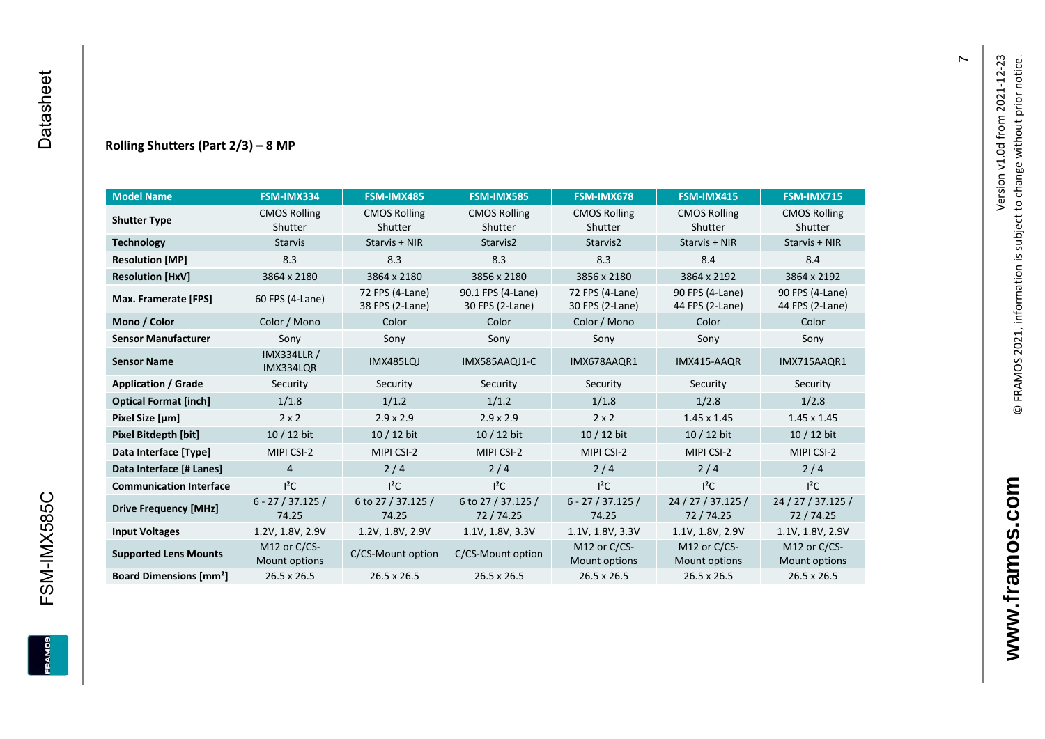### Rolling Shutters (Part 2/3) – 8 MP

| Model Name | FSM-IMX334 | FSM-IMX485 | FSM-IMX585 | FSM-IMX678 | FSM-IMX415 | FSM-IMX715 |
|---|---|---|---|---|---|---|
| **Shutter Type** | CMOS Rolling Shutter | CMOS Rolling Shutter | CMOS Rolling Shutter | CMOS Rolling Shutter | CMOS Rolling Shutter | CMOS Rolling Shutter |
| **Technology** | Starvis | Starvis + NIR | Starvis2 | Starvis2 | Starvis + NIR | Starvis + NIR |
| **Resolution [MP]** | 8.3 | 8.3 | 8.3 | 8.3 | 8.4 | 8.4 |
| **Resolution [HxV]** | 3864 x 2180 | 3864 x 2180 | 3856 x 2180 | 3856 x 2180 | 3864 x 2192 | 3864 x 2192 |
| **Max. Framerate [FPS]** | 60 FPS (4-Lane) | 72 FPS (4-Lane) 38 FPS (2-Lane) | 90.1 FPS (4-Lane) 30 FPS (2-Lane) | 72 FPS (4-Lane) 30 FPS (2-Lane) | 90 FPS (4-Lane) 44 FPS (2-Lane) | 90 FPS (4-Lane) 44 FPS (2-Lane) |
| **Mono / Color** | Color / Mono | Color | Color | Color / Mono | Color | Color |
| **Sensor Manufacturer** | Sony | Sony | Sony | Sony | Sony | Sony |
| **Sensor Name** | IMX334LLR / IMX334LQR | IMX485LQJ | IMX585AAQJ1-C | IMX678AAQR1 | IMX415-AAQR | IMX715AAQR1 |
| **Application / Grade** | Security | Security | Security | Security | Security | Security |
| **Optical Format [inch]** | 1/1.8 | 1/1.2 | 1/1.2 | 1/1.8 | 1/2.8 | 1/2.8 |
| **Pixel Size [µm]** | 2 x 2 | 2.9 x 2.9 | 2.9 x 2.9 | 2 x 2 | 1.45 x 1.45 | 1.45 x 1.45 |
| **Pixel Bitdepth [bit]** | 10 / 12 bit | 10 / 12 bit | 10 / 12 bit | 10 / 12 bit | 10 / 12 bit | 10 / 12 bit |
| **Data Interface [Type]** | MIPI CSI-2 | MIPI CSI-2 | MIPI CSI-2 | MIPI CSI-2 | MIPI CSI-2 | MIPI CSI-2 |
| **Data Interface [# Lanes]** | 4 | 2 / 4 | 2 / 4 | 2 / 4 | 2 / 4 | 2 / 4 |
| **Communication Interface** | I²C | I²C | I²C | I²C | I²C | I²C |
| **Drive Frequency [MHz]** | 6 - 27 / 37.125 / 74.25 | 6 to 27 / 37.125 / 74.25 | 6 to 27 / 37.125 / 72 / 74.25 | 6 - 27 / 37.125 / 74.25 | 24 / 27 / 37.125 / 72 / 74.25 | 24 / 27 / 37.125 / 72 / 74.25 |
| **Input Voltages** | 1.2V, 1.8V, 2.9V | 1.2V, 1.8V, 2.9V | 1.1V, 1.8V, 3.3V | 1.1V, 1.8V, 3.3V | 1.1V, 1.8V, 2.9V | 1.1V, 1.8V, 2.9V |
| **Supported Lens Mounts** | M12 or C/CS-Mount options | C/CS-Mount option | C/CS-Mount option | M12 or C/CS-Mount options | M12 or C/CS-Mount options | M12 or C/CS-Mount options |
| **Board Dimensions [mm²]** | 26.5 x 26.5 | 26.5 x 26.5 | 26.5 x 26.5 | 26.5 x 26.5 | 26.5 x 26.5 | 26.5 x 26.5 |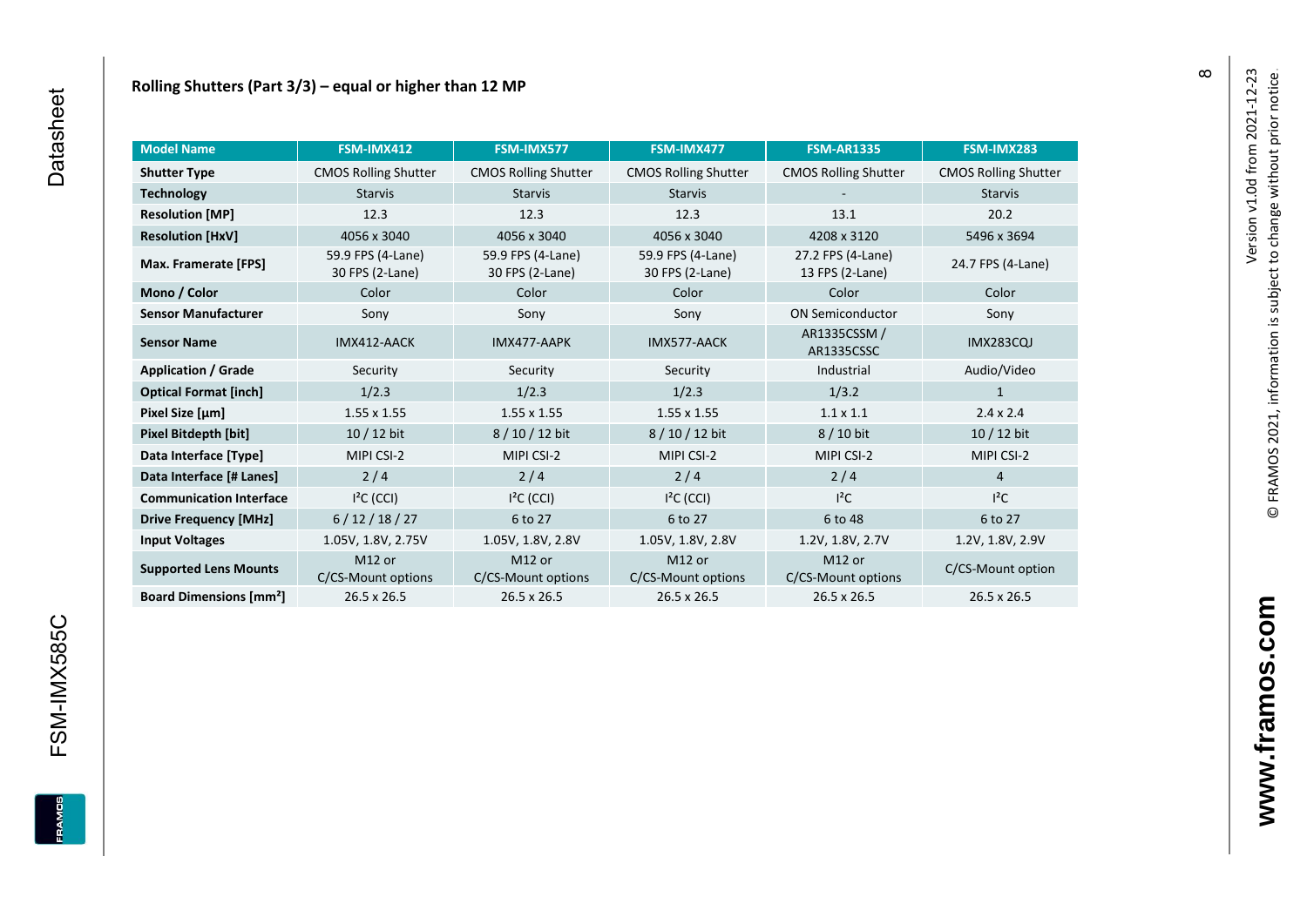## Rolling Shutters (Part 3/3) – equal or higher than 12 MP

| Model Name | FSM-IMX412 | FSM-IMX577 | FSM-IMX477 | FSM-AR1335 | FSM-IMX283 |
|---|---|---|---|---|---|
| **Shutter Type** | CMOS Rolling Shutter | CMOS Rolling Shutter | CMOS Rolling Shutter | CMOS Rolling Shutter | CMOS Rolling Shutter |
| **Technology** | Starvis | Starvis | Starvis | - | Starvis |
| **Resolution [MP]** | 12.3 | 12.3 | 12.3 | 13.1 | 20.2 |
| **Resolution [HxV]** | 4056 x 3040 | 4056 x 3040 | 4056 x 3040 | 4208 x 3120 | 5496 x 3694 |
| **Max. Framerate [FPS]** | 59.9 FPS (4-Lane) 30 FPS (2-Lane) | 59.9 FPS (4-Lane) 30 FPS (2-Lane) | 59.9 FPS (4-Lane) 30 FPS (2-Lane) | 27.2 FPS (4-Lane) 13 FPS (2-Lane) | 24.7 FPS (4-Lane) |
| **Mono / Color** | Color | Color | Color | Color | Color |
| **Sensor Manufacturer** | Sony | Sony | Sony | ON Semiconductor | Sony |
| **Sensor Name** | IMX412-AACK | IMX477-AAPK | IMX577-AACK | AR1335CSSM / AR1335CSSC | IMX283CQJ |
| **Application / Grade** | Security | Security | Security | Industrial | Audio/Video |
| **Optical Format [inch]** | 1/2.3 | 1/2.3 | 1/2.3 | 1/3.2 | 1 |
| **Pixel Size [µm]** | 1.55 x 1.55 | 1.55 x 1.55 | 1.55 x 1.55 | 1.1 x 1.1 | 2.4 x 2.4 |
| **Pixel Bitdepth [bit]** | 10 / 12 bit | 8 / 10 / 12 bit | 8 / 10 / 12 bit | 8 / 10 bit | 10 / 12 bit |
| **Data Interface [Type]** | MIPI CSI-2 | MIPI CSI-2 | MIPI CSI-2 | MIPI CSI-2 | MIPI CSI-2 |
| **Data Interface [# Lanes]** | 2 / 4 | 2 / 4 | 2 / 4 | 2 / 4 | 4 |
| **Communication Interface** | I²C (CCI) | I²C (CCI) | I²C (CCI) | I²C | I²C |
| **Drive Frequency [MHz]** | 6 / 12 / 18 / 27 | 6 to 27 | 6 to 27 | 6 to 48 | 6 to 27 |
| **Input Voltages** | 1.05V, 1.8V, 2.75V | 1.05V, 1.8V, 2.8V | 1.05V, 1.8V, 2.8V | 1.2V, 1.8V, 2.7V | 1.2V, 1.8V, 2.9V |
| **Supported Lens Mounts** | M12 or C/CS-Mount options | M12 or C/CS-Mount options | M12 or C/CS-Mount options | M12 or C/CS-Mount options | C/CS-Mount option |
| **Board Dimensions [mm²]** | 26.5 x 26.5 | 26.5 x 26.5 | 26.5 x 26.5 | 26.5 x 26.5 | 26.5 x 26.5 |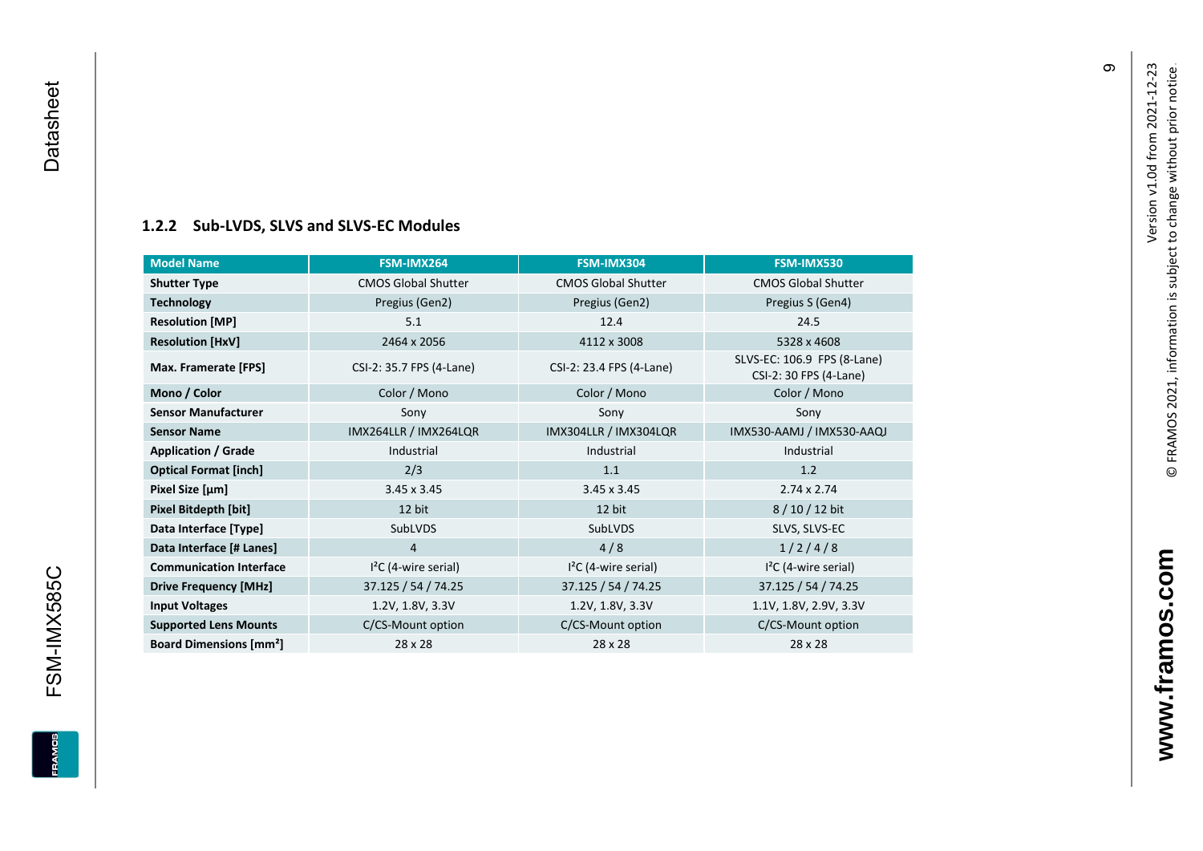### 1.2.2 Sub-LVDS, SLVS and SLVS-EC Modules

| Model Name | FSM-IMX264 | FSM-IMX304 | FSM-IMX530 |
|---|---|---|---|
| **Shutter Type** | CMOS Global Shutter | CMOS Global Shutter | CMOS Global Shutter |
| **Technology** | Pregius (Gen2) | Pregius (Gen2) | Pregius S (Gen4) |
| **Resolution [MP]** | 5.1 | 12.4 | 24.5 |
| **Resolution [HxV]** | 2464 x 2056 | 4112 x 3008 | 5328 x 4608 |
| **Max. Framerate [FPS]** | CSI-2: 35.7 FPS (4-Lane) | CSI-2: 23.4 FPS (4-Lane) | SLVS-EC: 106.9 FPS (8-Lane) CSI-2: 30 FPS (4-Lane) |
| **Mono / Color** | Color / Mono | Color / Mono | Color / Mono |
| **Sensor Manufacturer** | Sony | Sony | Sony |
| **Sensor Name** | IMX264LLR / IMX264LQR | IMX304LLR / IMX304LQR | IMX530-AAMJ / IMX530-AAQJ |
| **Application / Grade** | Industrial | Industrial | Industrial |
| **Optical Format [inch]** | 2/3 | 1.1 | 1.2 |
| **Pixel Size [µm]** | 3.45 x 3.45 | 3.45 x 3.45 | 2.74 x 2.74 |
| **Pixel Bitdepth [bit]** | 12 bit | 12 bit | 8 / 10 / 12 bit |
| **Data Interface [Type]** | SubLVDS | SubLVDS | SLVS, SLVS-EC |
| **Data Interface [# Lanes]** | 4 | 4 / 8 | 1 / 2 / 4 / 8 |
| **Communication Interface** | I²C (4-wire serial) | I²C (4-wire serial) | I²C (4-wire serial) |
| **Drive Frequency [MHz]** | 37.125 / 54 / 74.25 | 37.125 / 54 / 74.25 | 37.125 / 54 / 74.25 |
| **Input Voltages** | 1.2V, 1.8V, 3.3V | 1.2V, 1.8V, 3.3V | 1.1V, 1.8V, 2.9V, 3.3V |
| **Supported Lens Mounts** | C/CS-Mount option | C/CS-Mount option | C/CS-Mount option |
| **Board Dimensions [mm²]** | 28 x 28 | 28 x 28 | 28 x 28 |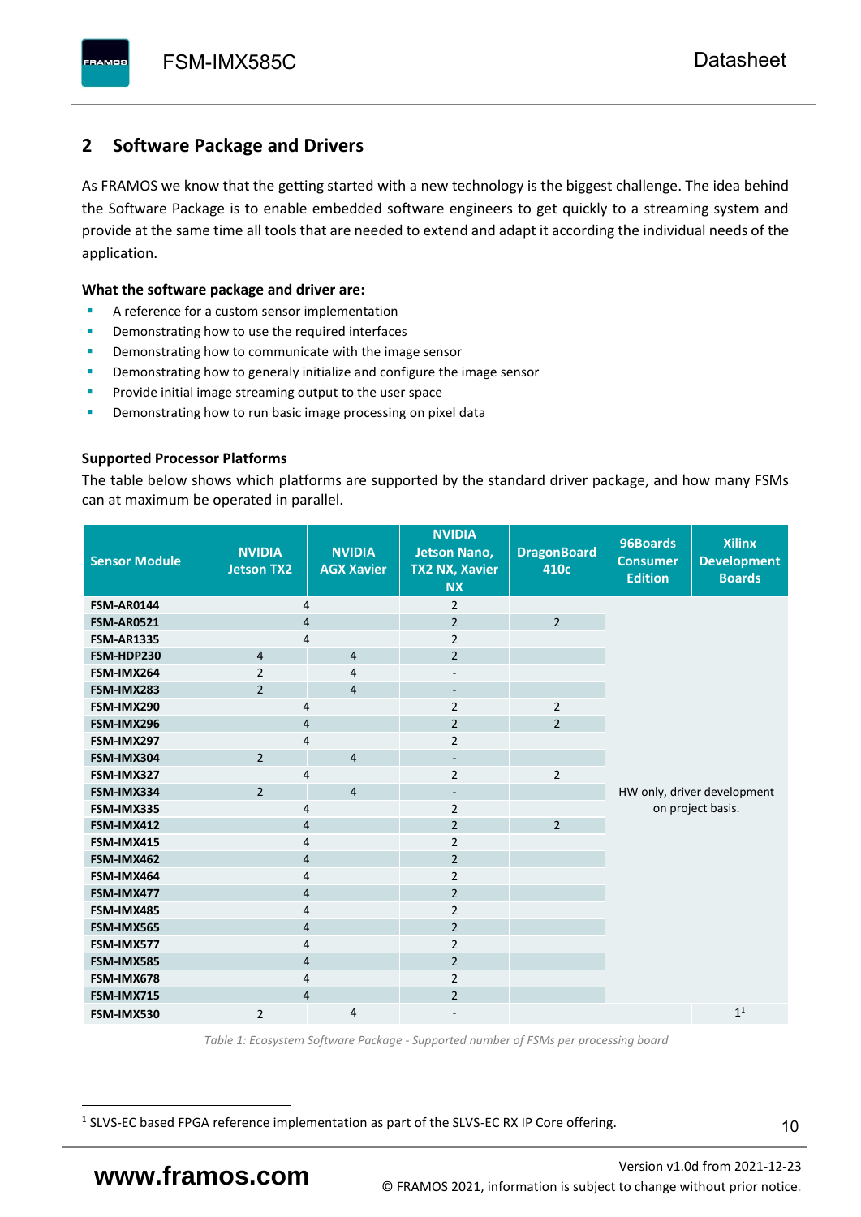## 2 Software Package and Drivers

As FRAMOS we know that the getting started with a new technology is the biggest challenge. The idea behind the Software Package is to enable embedded software engineers to get quickly to a streaming system and provide at the same time all tools that are needed to extend and adapt it according the individual needs of the application.

**What the software package and driver are:**

- A reference for a custom sensor implementation
- Demonstrating how to use the required interfaces
- Demonstrating how to communicate with the image sensor
- Demonstrating how to generaly initialize and configure the image sensor
- Provide initial image streaming output to the user space
- Demonstrating how to run basic image processing on pixel data

**Supported Processor Platforms**

The table below shows which platforms are supported by the standard driver package, and how many FSMs can at maximum be operated in parallel.

| Sensor Module | NVIDIA Jetson TX2 | NVIDIA AGX Xavier | NVIDIA Jetson Nano, TX2 NX, Xavier NX | DragonBoard 410c | 96Boards Consumer Edition | Xilinx Development Boards |
|---|---|---|---|---|---|---|
| FSM-AR0144 | 4 | | 2 | | HW only, driver development on project basis. | |
| FSM-AR0521 | 4 | | 2 | 2 | | |
| FSM-AR1335 | 4 | | 2 | | | |
| FSM-HDP230 | 4 | 4 | 2 | | | |
| FSM-IMX264 | 2 | 4 | - | | | |
| FSM-IMX283 | 2 | 4 | - | | | |
| FSM-IMX290 | 4 | | 2 | 2 | | |
| FSM-IMX296 | 4 | | 2 | 2 | | |
| FSM-IMX297 | 4 | | 2 | | | |
| FSM-IMX304 | 2 | 4 | - | | | |
| FSM-IMX327 | 4 | | 2 | 2 | | |
| FSM-IMX334 | 2 | 4 | - | | | |
| FSM-IMX335 | 4 | | 2 | | | |
| FSM-IMX412 | 4 | | 2 | 2 | | |
| FSM-IMX415 | 4 | | 2 | | | |
| FSM-IMX462 | 4 | | 2 | | | |
| FSM-IMX464 | 4 | | 2 | | | |
| FSM-IMX477 | 4 | | 2 | | | |
| FSM-IMX485 | 4 | | 2 | | | |
| FSM-IMX565 | 4 | | 2 | | | |
| FSM-IMX577 | 4 | | 2 | | | |
| FSM-IMX585 | 4 | | 2 | | | |
| FSM-IMX678 | 4 | | 2 | | | |
| FSM-IMX715 | 4 | | 2 | | | |
| FSM-IMX530 | 2 | 4 | - | | | 1[1] |

*Table 1: Ecosystem Software Package - Supported number of FSMs per processing board*

[1] SLVS-EC based FPGA reference implementation as part of the SLVS-EC RX IP Core offering.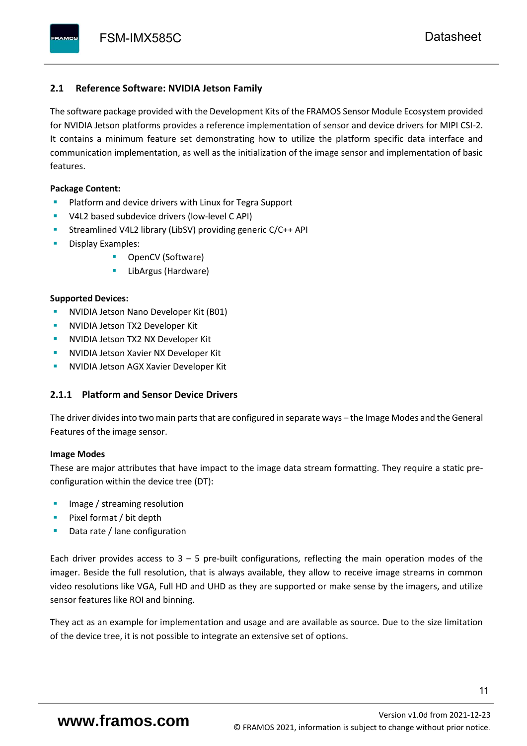## 2.1 Reference Software: NVIDIA Jetson Family

The software package provided with the Development Kits of the FRAMOS Sensor Module Ecosystem provided for NVIDIA Jetson platforms provides a reference implementation of sensor and device drivers for MIPI CSI-2. It contains a minimum feature set demonstrating how to utilize the platform specific data interface and communication implementation, as well as the initialization of the image sensor and implementation of basic features.

**Package Content:**

- Platform and device drivers with Linux for Tegra Support
- V4L2 based subdevice drivers (low-level C API)
- Streamlined V4L2 library (LibSV) providing generic C/C++ API
- Display Examples:
    - OpenCV (Software)
    - LibArgus (Hardware)

**Supported Devices:**

- NVIDIA Jetson Nano Developer Kit (B01)
- NVIDIA Jetson TX2 Developer Kit
- NVIDIA Jetson TX2 NX Developer Kit
- NVIDIA Jetson Xavier NX Developer Kit
- NVIDIA Jetson AGX Xavier Developer Kit

### 2.1.1 Platform and Sensor Device Drivers

The driver divides into two main parts that are configured in separate ways – the Image Modes and the General Features of the image sensor.

**Image Modes**

These are major attributes that have impact to the image data stream formatting. They require a static pre-configuration within the device tree (DT):

- Image / streaming resolution
- Pixel format / bit depth
- Data rate / lane configuration

Each driver provides access to 3 – 5 pre-built configurations, reflecting the main operation modes of the imager. Beside the full resolution, that is always available, they allow to receive image streams in common video resolutions like VGA, Full HD and UHD as they are supported or make sense by the imagers, and utilize sensor features like ROI and binning.

They act as an example for implementation and usage and are available as source. Due to the size limitation of the device tree, it is not possible to integrate an extensive set of options.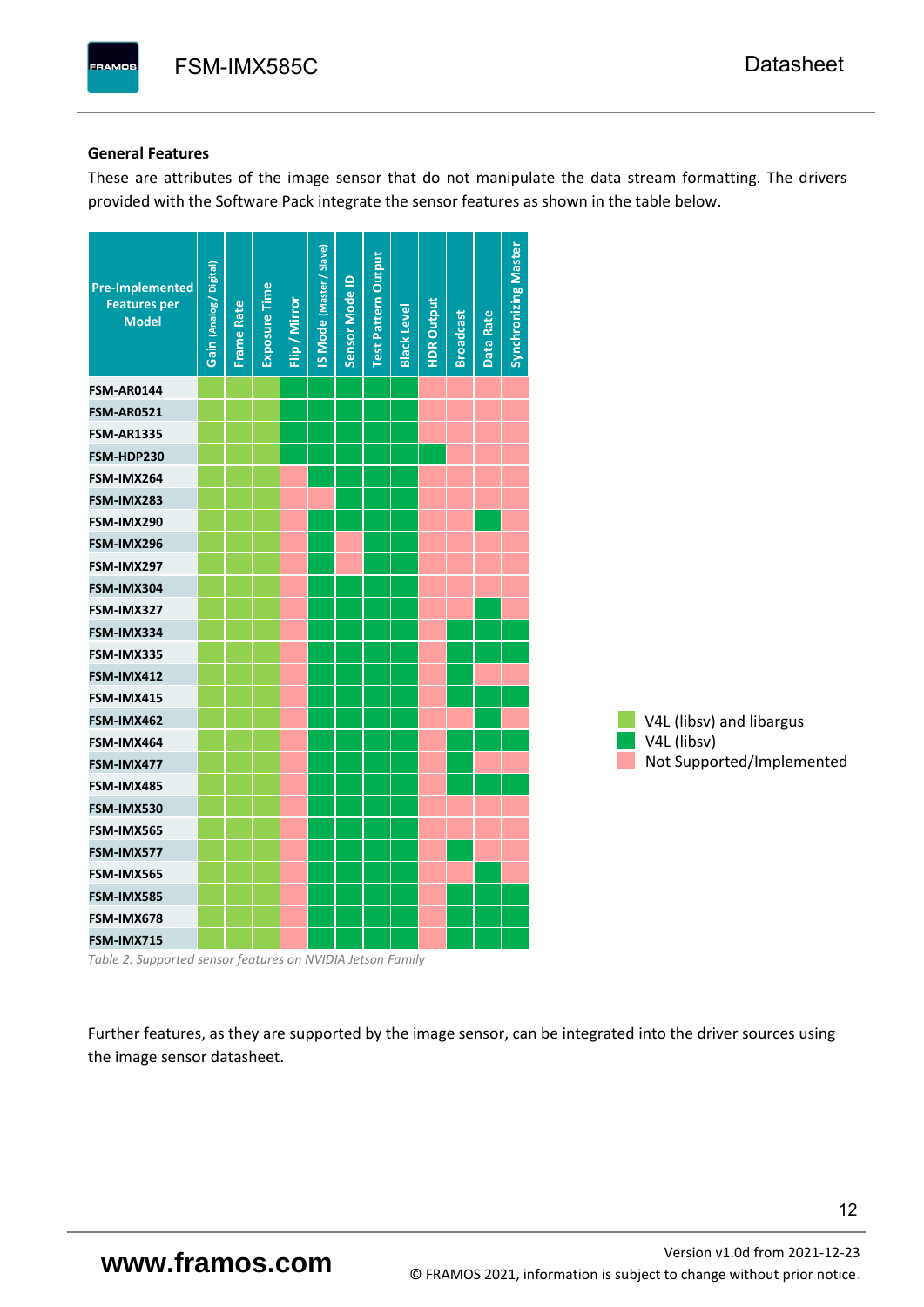### General Features

These are attributes of the image sensor that do not manipulate the data stream formatting. The drivers provided with the Software Pack integrate the sensor features as shown in the table below.

Legend:
- ● (light green) = V4L (libsv) and libargus
- ■ (dark green) = V4L (libsv)
- ✗ (pink) = Not Supported/Implemented

| Pre-Implemented Features per Model | Gain (Analog / Digital) | Frame Rate | Exposure Time | Flip / Mirror | IS Mode (Master / Slave) | Sensor Mode ID | Test Pattern Output | Black Level | HDR Output | Broadcast | Data Rate | Synchronizing Master |
|---|---|---|---|---|---|---|---|---|---|---|---|---|
| FSM-AR0144 | ● | ● | ● | ■ | ■ | ■ | ■ | ■ | ✗ | ✗ | ✗ | ✗ |
| FSM-AR0521 | ● | ● | ● | ■ | ■ | ■ | ■ | ■ | ✗ | ✗ | ✗ | ✗ |
| FSM-AR1335 | ● | ● | ● | ■ | ■ | ■ | ■ | ■ | ✗ | ✗ | ✗ | ✗ |
| FSM-HDP230 | ● | ● | ● | ■ | ■ | ■ | ■ | ■ | ■ | ✗ | ✗ | ✗ |
| FSM-IMX264 | ● | ● | ● | ✗ | ■ | ■ | ■ | ■ | ✗ | ✗ | ✗ | ✗ |
| FSM-IMX283 | ● | ● | ● | ✗ | ✗ | ■ | ■ | ■ | ✗ | ✗ | ✗ | ✗ |
| FSM-IMX290 | ● | ● | ● | ✗ | ■ | ■ | ■ | ■ | ✗ | ✗ | ■ | ✗ |
| FSM-IMX296 | ● | ● | ● | ✗ | ■ | ✗ | ■ | ■ | ✗ | ✗ | ✗ | ✗ |
| FSM-IMX297 | ● | ● | ● | ✗ | ■ | ✗ | ■ | ■ | ✗ | ✗ | ✗ | ✗ |
| FSM-IMX304 | ● | ● | ● | ✗ | ■ | ■ | ■ | ■ | ✗ | ✗ | ✗ | ✗ |
| FSM-IMX327 | ● | ● | ● | ✗ | ■ | ■ | ■ | ■ | ✗ | ✗ | ■ | ✗ |
| FSM-IMX334 | ● | ● | ● | ✗ | ■ | ■ | ■ | ■ | ✗ | ■ | ■ | ■ |
| FSM-IMX335 | ● | ● | ● | ✗ | ■ | ■ | ■ | ■ | ✗ | ■ | ■ | ■ |
| FSM-IMX412 | ● | ● | ● | ✗ | ■ | ■ | ■ | ■ | ✗ | ■ | ✗ | ✗ |
| FSM-IMX415 | ● | ● | ● | ✗ | ■ | ■ | ■ | ■ | ✗ | ■ | ■ | ■ |
| FSM-IMX462 | ● | ● | ● | ✗ | ■ | ■ | ■ | ■ | ✗ | ✗ | ■ | ✗ |
| FSM-IMX464 | ● | ● | ● | ✗ | ■ | ■ | ■ | ■ | ✗ | ■ | ■ | ■ |
| FSM-IMX477 | ● | ● | ● | ✗ | ■ | ■ | ■ | ■ | ✗ | ■ | ✗ | ✗ |
| FSM-IMX485 | ● | ● | ● | ✗ | ■ | ■ | ■ | ■ | ✗ | ■ | ■ | ■ |
| FSM-IMX530 | ● | ● | ● | ✗ | ■ | ■ | ■ | ■ | ✗ | ✗ | ✗ | ✗ |
| FSM-IMX565 | ● | ● | ● | ✗ | ■ | ■ | ■ | ■ | ✗ | ✗ | ✗ | ✗ |
| FSM-IMX577 | ● | ● | ● | ✗ | ■ | ■ | ■ | ■ | ✗ | ■ | ✗ | ✗ |
| FSM-IMX565 | ● | ● | ● | ✗ | ■ | ■ | ■ | ■ | ✗ | ✗ | ■ | ✗ |
| FSM-IMX585 | ● | ● | ● | ✗ | ■ | ■ | ■ | ■ | ✗ | ■ | ■ | ■ |
| FSM-IMX678 | ● | ● | ● | ✗ | ■ | ■ | ■ | ■ | ✗ | ■ | ■ | ■ |
| FSM-IMX715 | ● | ● | ● | ✗ | ■ | ■ | ■ | ■ | ✗ | ■ | ■ | ■ |

*Table 2: Supported sensor features on NVIDIA Jetson Family*

Further features, as they are supported by the image sensor, can be integrated into the driver sources using the image sensor datasheet.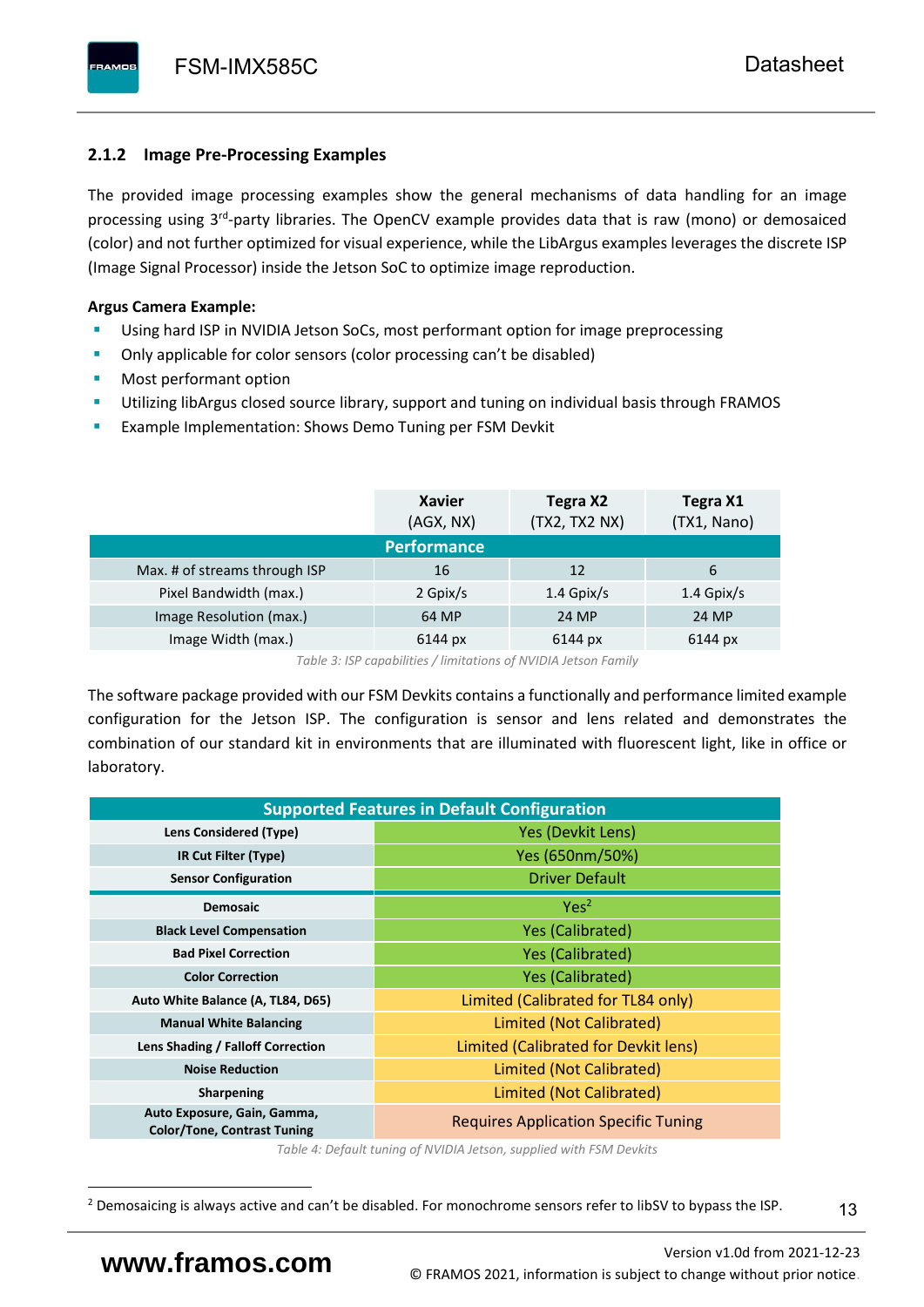### 2.1.2 Image Pre-Processing Examples

The provided image processing examples show the general mechanisms of data handling for an image processing using 3rd-party libraries. The OpenCV example provides data that is raw (mono) or demosaiced (color) and not further optimized for visual experience, while the LibArgus examples leverages the discrete ISP (Image Signal Processor) inside the Jetson SoC to optimize image reproduction.

**Argus Camera Example:**

- Using hard ISP in NVIDIA Jetson SoCs, most performant option for image preprocessing
- Only applicable for color sensors (color processing can't be disabled)
- Most performant option
- Utilizing libArgus closed source library, support and tuning on individual basis through FRAMOS
- Example Implementation: Shows Demo Tuning per FSM Devkit

| | **Xavier** (AGX, NX) | **Tegra X2** (TX2, TX2 NX) | **Tegra X1** (TX1, Nano) |
|---|---|---|---|
| **Performance** | | | |
| Max. # of streams through ISP | 16 | 12 | 6 |
| Pixel Bandwidth (max.) | 2 Gpix/s | 1.4 Gpix/s | 1.4 Gpix/s |
| Image Resolution (max.) | 64 MP | 24 MP | 24 MP |
| Image Width (max.) | 6144 px | 6144 px | 6144 px |

*Table 3: ISP capabilities / limitations of NVIDIA Jetson Family*

The software package provided with our FSM Devkits contains a functionally and performance limited example configuration for the Jetson ISP. The configuration is sensor and lens related and demonstrates the combination of our standard kit in environments that are illuminated with fluorescent light, like in office or laboratory.

| **Supported Features in Default Configuration** | |
|---|---|
| **Lens Considered (Type)** | Yes (Devkit Lens) |
| **IR Cut Filter (Type)** | Yes (650nm/50%) |
| **Sensor Configuration** | Driver Default |
| **Demosaic** | Yes[2] |
| **Black Level Compensation** | Yes (Calibrated) |
| **Bad Pixel Correction** | Yes (Calibrated) |
| **Color Correction** | Yes (Calibrated) |
| **Auto White Balance (A, TL84, D65)** | Limited (Calibrated for TL84 only) |
| **Manual White Balancing** | Limited (Not Calibrated) |
| **Lens Shading / Falloff Correction** | Limited (Calibrated for Devkit lens) |
| **Noise Reduction** | Limited (Not Calibrated) |
| **Sharpening** | Limited (Not Calibrated) |
| **Auto Exposure, Gain, Gamma, Color/Tone, Contrast Tuning** | Requires Application Specific Tuning |

*Table 4: Default tuning of NVIDIA Jetson, supplied with FSM Devkits*

[2] Demosaicing is always active and can't be disabled. For monochrome sensors refer to libSV to bypass the ISP.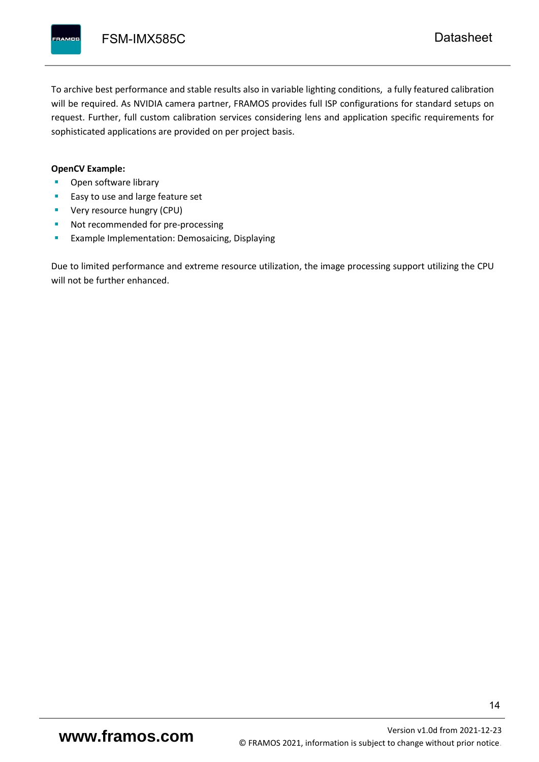To archive best performance and stable results also in variable lighting conditions,  a fully featured calibration will be required. As NVIDIA camera partner, FRAMOS provides full ISP configurations for standard setups on request. Further, full custom calibration services considering lens and application specific requirements for sophisticated applications are provided on per project basis.

**OpenCV Example:**

- Open software library
- Easy to use and large feature set
- Very resource hungry (CPU)
- Not recommended for pre-processing
- Example Implementation: Demosaicing, Displaying

Due to limited performance and extreme resource utilization, the image processing support utilizing the CPU will not be further enhanced.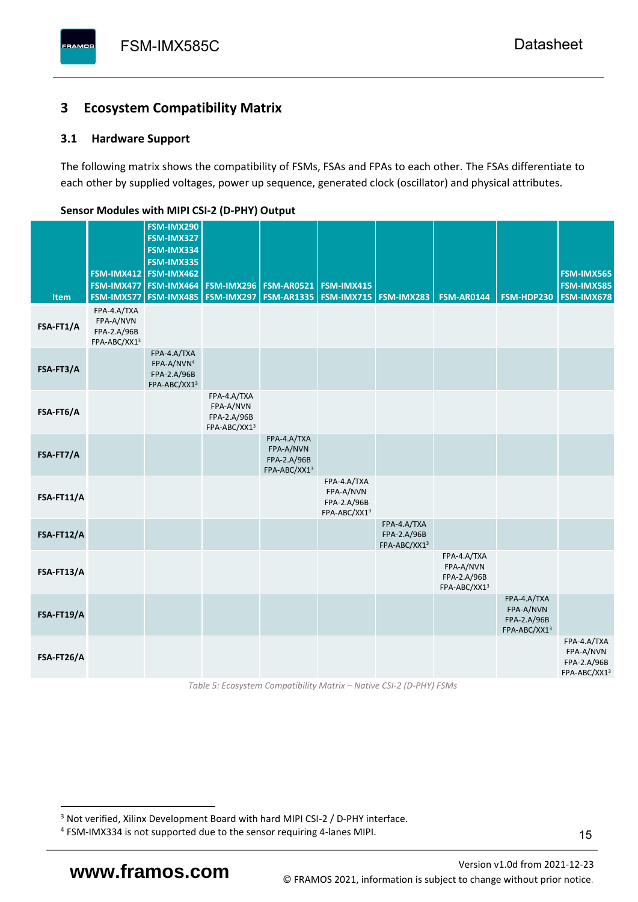# 3 Ecosystem Compatibility Matrix

## 3.1 Hardware Support

The following matrix shows the compatibility of FSMs, FSAs and FPAs to each other. The FSAs differentiate to each other by supplied voltages, power up sequence, generated clock (oscillator) and physical attributes.

**Sensor Modules with MIPI CSI-2 (D-PHY) Output**

| Item | FSM-IMX412 FSM-IMX477 FSM-IMX577 | FSM-IMX290 FSM-IMX327 FSM-IMX334 FSM-IMX335 FSM-IMX462 FSM-IMX464 FSM-IMX485 | FSM-IMX296 FSM-IMX297 | FSM-AR0521 FSM-AR1335 | FSM-IMX415 FSM-IMX715 | FSM-IMX283 | FSM-AR0144 | FSM-HDP230 | FSM-IMX565 FSM-IMX585 FSM-IMX678 |
|---|---|---|---|---|---|---|---|---|---|
| **FSA-FT1/A** | FPA-4.A/TXA FPA-A/NVN FPA-2.A/96B FPA-ABC/XX1[3] | | | | | | | | |
| **FSA-FT3/A** | | FPA-4.A/TXA FPA-A/NVN[4] FPA-2.A/96B FPA-ABC/XX1[3] | | | | | | | |
| **FSA-FT6/A** | | | FPA-4.A/TXA FPA-A/NVN FPA-2.A/96B FPA-ABC/XX1[3] | | | | | | |
| **FSA-FT7/A** | | | | FPA-4.A/TXA FPA-A/NVN FPA-2.A/96B FPA-ABC/XX1[3] | | | | | |
| **FSA-FT11/A** | | | | | FPA-4.A/TXA FPA-A/NVN FPA-2.A/96B FPA-ABC/XX1[3] | | | | |
| **FSA-FT12/A** | | | | | | FPA-4.A/TXA FPA-2.A/96B FPA-ABC/XX1[3] | | | |
| **FSA-FT13/A** | | | | | | | FPA-4.A/TXA FPA-A/NVN FPA-2.A/96B FPA-ABC/XX1[3] | | |
| **FSA-FT19/A** | | | | | | | | FPA-4.A/TXA FPA-A/NVN FPA-2.A/96B FPA-ABC/XX1[3] | |
| **FSA-FT26/A** | | | | | | | | | FPA-4.A/TXA FPA-A/NVN FPA-2.A/96B FPA-ABC/XX1[3] |

*Table 5: Ecosystem Compatibility Matrix – Native CSI-2 (D-PHY) FSMs*

[3] Not verified, Xilinx Development Board with hard MIPI CSI-2 / D-PHY interface.

[4] FSM-IMX334 is not supported due to the sensor requiring 4-lanes MIPI.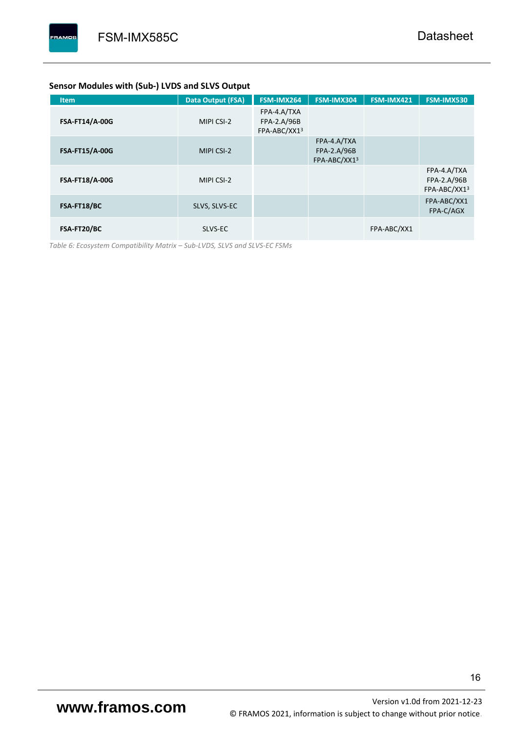### Sensor Modules with (Sub-) LVDS and SLVS Output

| Item | Data Output (FSA) | FSM-IMX264 | FSM-IMX304 | FSM-IMX421 | FSM-IMX530 |
|---|---|---|---|---|---|
| **FSA-FT14/A-00G** | MIPI CSI-2 | FPA-4.A/TXA FPA-2.A/96B FPA-ABC/XX1[3] | | | |
| **FSA-FT15/A-00G** | MIPI CSI-2 | | FPA-4.A/TXA FPA-2.A/96B FPA-ABC/XX1[3] | | |
| **FSA-FT18/A-00G** | MIPI CSI-2 | | | | FPA-4.A/TXA FPA-2.A/96B FPA-ABC/XX1[3] |
| **FSA-FT18/BC** | SLVS, SLVS-EC | | | | FPA-ABC/XX1 FPA-C/AGX |
| **FSA-FT20/BC** | SLVS-EC | | | FPA-ABC/XX1 | |

*Table 6: Ecosystem Compatibility Matrix – Sub-LVDS, SLVS and SLVS-EC FSMs*